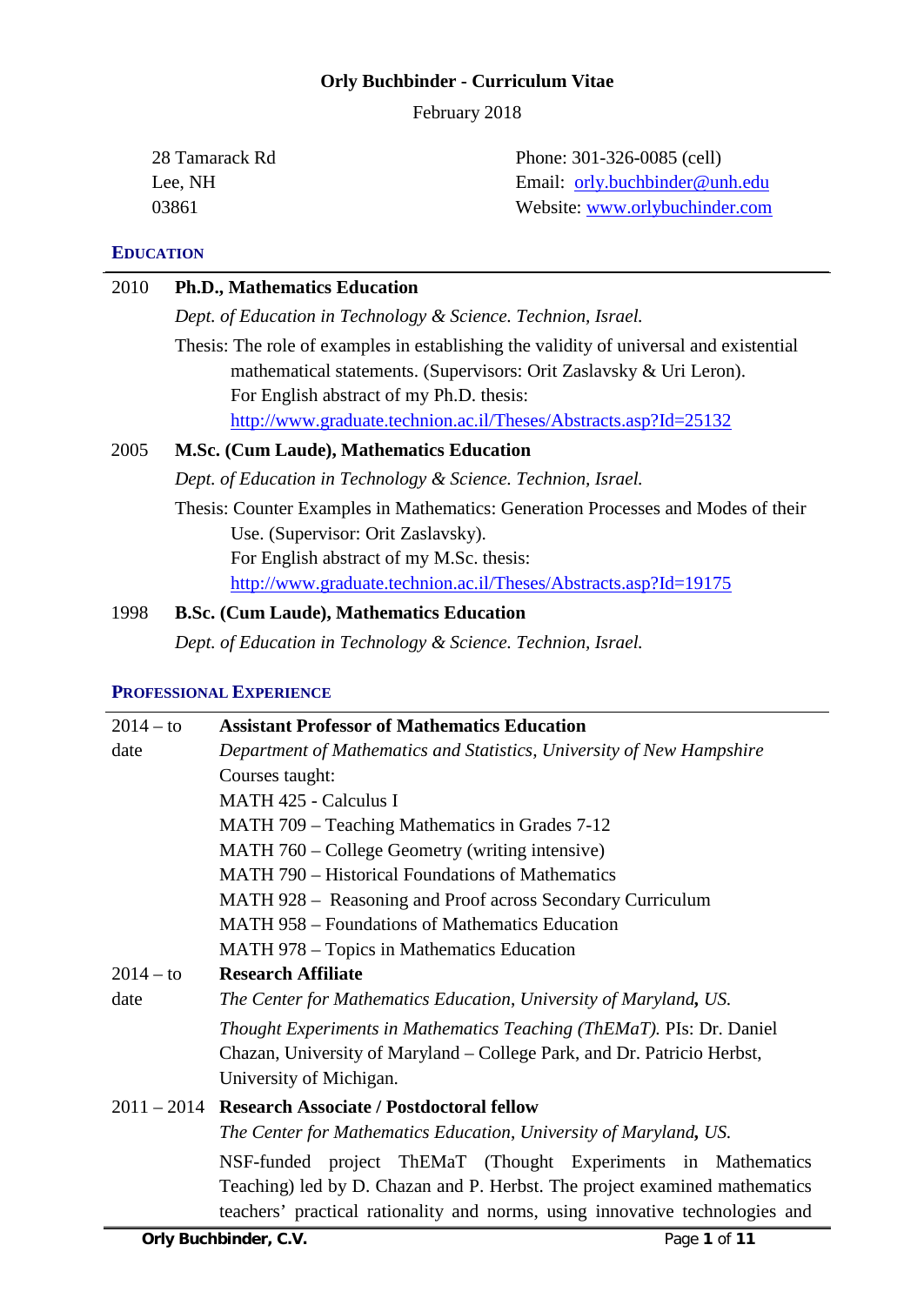# Orly Buchbinder - Curriculum Vitae

February 2018

28 Tamarack Rd
Lee, NH
03861

Phone: 301-326-0085 (cell)
Email: orly.buchbinder@unh.edu
Website: www.orlybuchinder.com

## EDUCATION

**2010 Ph.D., Mathematics Education**

*Dept. of Education in Technology & Science. Technion, Israel.*

Thesis: The role of examples in establishing the validity of universal and existential mathematical statements. (Supervisors: Orit Zaslavsky & Uri Leron).
For English abstract of my Ph.D. thesis:
http://www.graduate.technion.ac.il/Theses/Abstracts.asp?Id=25132

**2005 M.Sc. (Cum Laude), Mathematics Education**

*Dept. of Education in Technology & Science. Technion, Israel.*

Thesis: Counter Examples in Mathematics: Generation Processes and Modes of their Use. (Supervisor: Orit Zaslavsky).
For English abstract of my M.Sc. thesis:
http://www.graduate.technion.ac.il/Theses/Abstracts.asp?Id=19175

**1998 B.Sc. (Cum Laude), Mathematics Education**

*Dept. of Education in Technology & Science. Technion, Israel.*

## PROFESSIONAL EXPERIENCE

**2014 – to date Assistant Professor of Mathematics Education**

*Department of Mathematics and Statistics, University of New Hampshire*

Courses taught:
- MATH 425 - Calculus I
- MATH 709 – Teaching Mathematics in Grades 7-12
- MATH 760 – College Geometry (writing intensive)
- MATH 790 – Historical Foundations of Mathematics
- MATH 928 – Reasoning and Proof across Secondary Curriculum
- MATH 958 – Foundations of Mathematics Education
- MATH 978 – Topics in Mathematics Education

**2014 – to date Research Affiliate**

*The Center for Mathematics Education, University of Maryland, US.*

*Thought Experiments in Mathematics Teaching (ThEMaT).* PIs: Dr. Daniel Chazan, University of Maryland – College Park, and Dr. Patricio Herbst, University of Michigan.

**2011 – 2014 Research Associate / Postdoctoral fellow**

*The Center for Mathematics Education, University of Maryland, US.*

NSF-funded project ThEMaT (Thought Experiments in Mathematics Teaching) led by D. Chazan and P. Herbst. The project examined mathematics teachers' practical rationality and norms, using innovative technologies and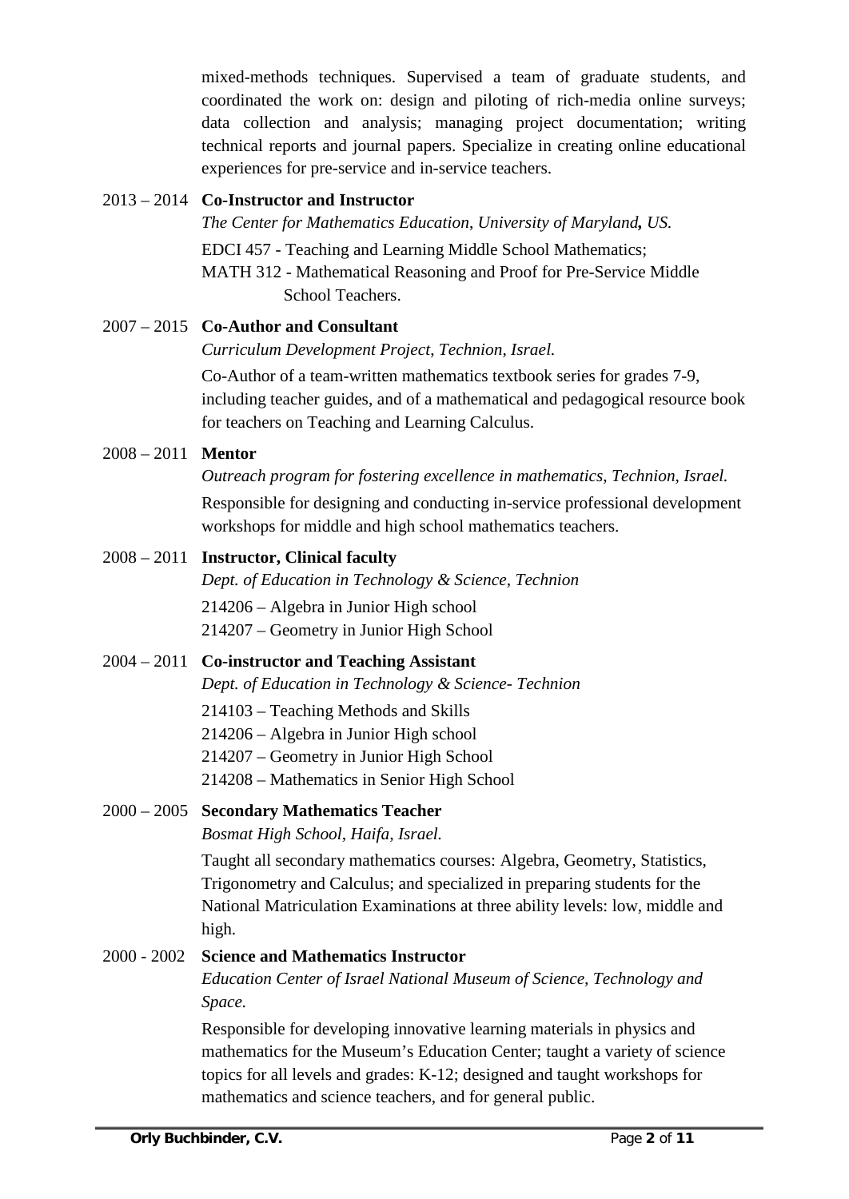mixed-methods techniques. Supervised a team of graduate students, and coordinated the work on: design and piloting of rich-media online surveys; data collection and analysis; managing project documentation; writing technical reports and journal papers. Specialize in creating online educational experiences for pre-service and in-service teachers.

2013 – 2014 **Co-Instructor and Instructor**
*The Center for Mathematics Education, University of Maryland, US.*
EDCI 457 - Teaching and Learning Middle School Mathematics;
MATH 312 - Mathematical Reasoning and Proof for Pre-Service Middle School Teachers.

2007 – 2015 **Co-Author and Consultant**
*Curriculum Development Project, Technion, Israel.*
Co-Author of a team-written mathematics textbook series for grades 7-9, including teacher guides, and of a mathematical and pedagogical resource book for teachers on Teaching and Learning Calculus.

2008 – 2011 **Mentor**
*Outreach program for fostering excellence in mathematics, Technion, Israel.*
Responsible for designing and conducting in-service professional development workshops for middle and high school mathematics teachers.

2008 – 2011 **Instructor, Clinical faculty**
*Dept. of Education in Technology & Science, Technion*
214206 – Algebra in Junior High school
214207 – Geometry in Junior High School

2004 – 2011 **Co-instructor and Teaching Assistant**
*Dept. of Education in Technology & Science- Technion*
214103 – Teaching Methods and Skills
214206 – Algebra in Junior High school
214207 – Geometry in Junior High School
214208 – Mathematics in Senior High School

2000 – 2005 **Secondary Mathematics Teacher**
*Bosmat High School, Haifa, Israel.*
Taught all secondary mathematics courses: Algebra, Geometry, Statistics, Trigonometry and Calculus; and specialized in preparing students for the National Matriculation Examinations at three ability levels: low, middle and high.

2000 - 2002 **Science and Mathematics Instructor**
*Education Center of Israel National Museum of Science, Technology and Space.*
Responsible for developing innovative learning materials in physics and mathematics for the Museum's Education Center; taught a variety of science topics for all levels and grades: K-12; designed and taught workshops for mathematics and science teachers, and for general public.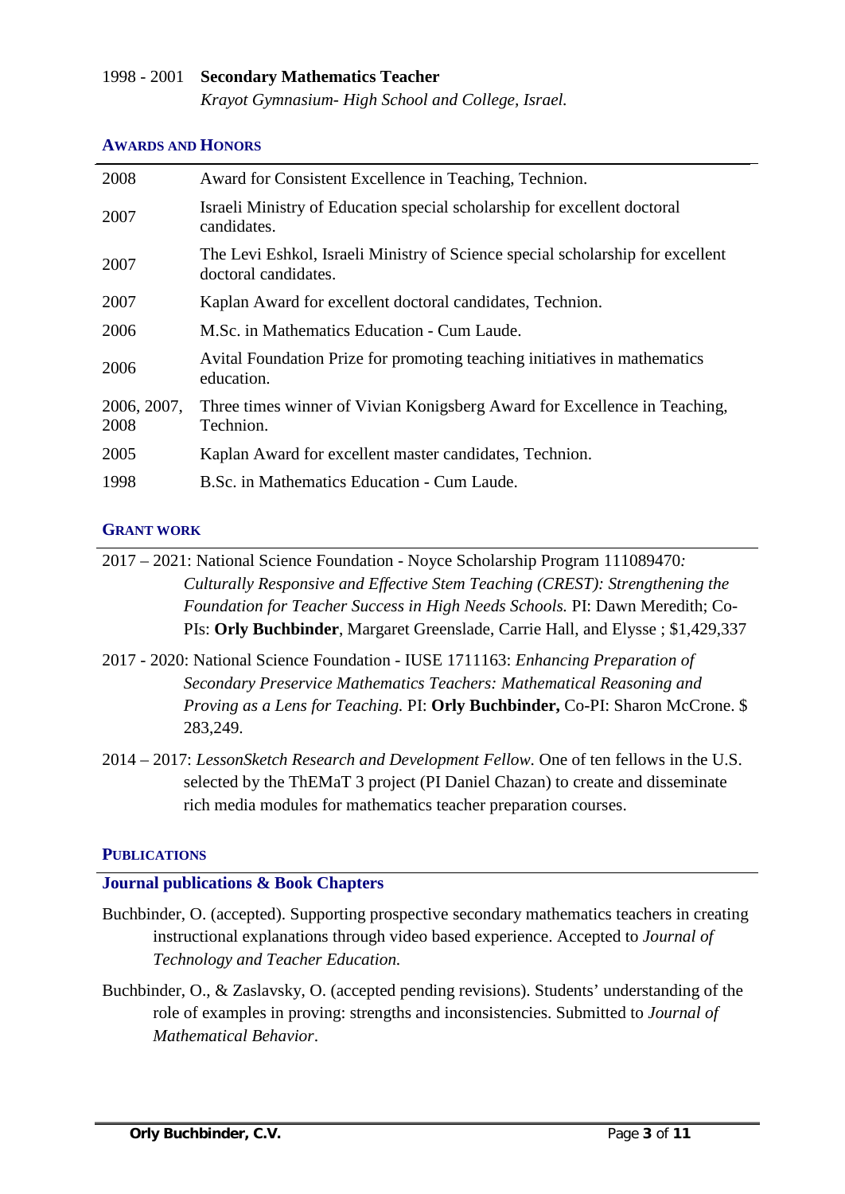1998 - 2001 **Secondary Mathematics Teacher**
*Krayot Gymnasium- High School and College, Israel.*

## AWARDS AND HONORS

| | |
|---|---|
| 2008 | Award for Consistent Excellence in Teaching, Technion. |
| 2007 | Israeli Ministry of Education special scholarship for excellent doctoral candidates. |
| 2007 | The Levi Eshkol, Israeli Ministry of Science special scholarship for excellent doctoral candidates. |
| 2007 | Kaplan Award for excellent doctoral candidates, Technion. |
| 2006 | M.Sc. in Mathematics Education - Cum Laude. |
| 2006 | Avital Foundation Prize for promoting teaching initiatives in mathematics education. |
| 2006, 2007, 2008 | Three times winner of Vivian Konigsberg Award for Excellence in Teaching, Technion. |
| 2005 | Kaplan Award for excellent master candidates, Technion. |
| 1998 | B.Sc. in Mathematics Education - Cum Laude. |

## GRANT WORK

2017 – 2021: National Science Foundation - Noyce Scholarship Program 111089470*: Culturally Responsive and Effective Stem Teaching (CREST): Strengthening the Foundation for Teacher Success in High Needs Schools.* PI: Dawn Meredith; Co-PIs: **Orly Buchbinder**, Margaret Greenslade, Carrie Hall, and Elysse ; $1,429,337

2017 - 2020: National Science Foundation - IUSE 1711163: *Enhancing Preparation of Secondary Preservice Mathematics Teachers: Mathematical Reasoning and Proving as a Lens for Teaching.* PI: **Orly Buchbinder,** Co-PI: Sharon McCrone. $ 283,249.

2014 – 2017: *LessonSketch Research and Development Fellow*. One of ten fellows in the U.S. selected by the ThEMaT 3 project (PI Daniel Chazan) to create and disseminate rich media modules for mathematics teacher preparation courses.

## PUBLICATIONS

### Journal publications & Book Chapters

Buchbinder, O. (accepted). Supporting prospective secondary mathematics teachers in creating instructional explanations through video based experience. Accepted to *Journal of Technology and Teacher Education.*

Buchbinder, O., & Zaslavsky, O. (accepted pending revisions). Students' understanding of the role of examples in proving: strengths and inconsistencies. Submitted to *Journal of Mathematical Behavior*.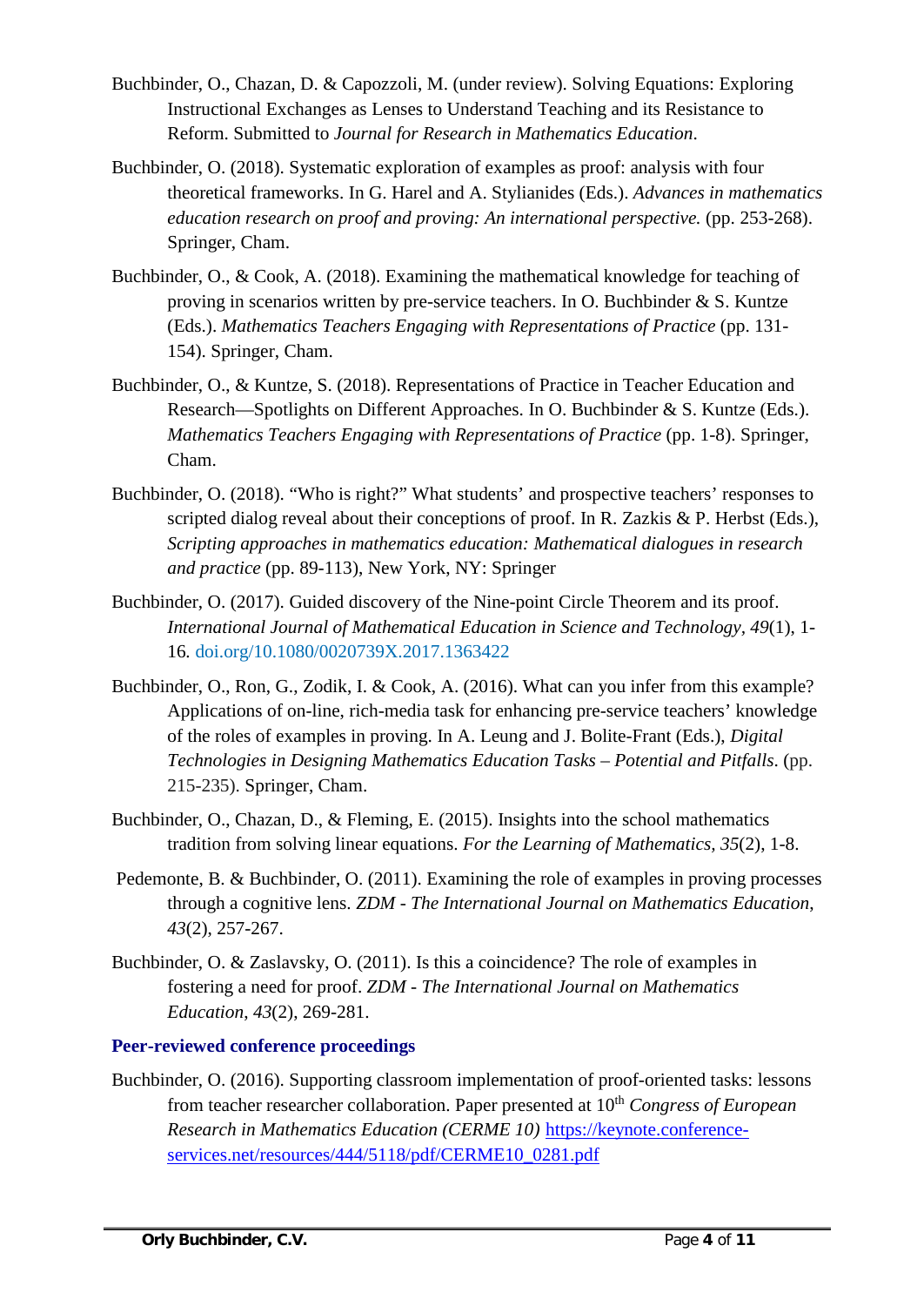Buchbinder, O., Chazan, D. & Capozzoli, M. (under review). Solving Equations: Exploring Instructional Exchanges as Lenses to Understand Teaching and its Resistance to Reform. Submitted to *Journal for Research in Mathematics Education*.

Buchbinder, O. (2018). Systematic exploration of examples as proof: analysis with four theoretical frameworks. In G. Harel and A. Stylianides (Eds.). *Advances in mathematics education research on proof and proving: An international perspective.* (pp. 253-268). Springer, Cham.

Buchbinder, O., & Cook, A. (2018). Examining the mathematical knowledge for teaching of proving in scenarios written by pre-service teachers. In O. Buchbinder & S. Kuntze (Eds.). *Mathematics Teachers Engaging with Representations of Practice* (pp. 131-154). Springer, Cham.

Buchbinder, O., & Kuntze, S. (2018). Representations of Practice in Teacher Education and Research—Spotlights on Different Approaches. In O. Buchbinder & S. Kuntze (Eds.). *Mathematics Teachers Engaging with Representations of Practice* (pp. 1-8). Springer, Cham.

Buchbinder, O. (2018). "Who is right?" What students' and prospective teachers' responses to scripted dialog reveal about their conceptions of proof. In R. Zazkis & P. Herbst (Eds.), *Scripting approaches in mathematics education: Mathematical dialogues in research and practice* (pp. 89-113), New York, NY: Springer

Buchbinder, O. (2017). Guided discovery of the Nine-point Circle Theorem and its proof. *International Journal of Mathematical Education in Science and Technology*, *49*(1), 1-16. doi.org/10.1080/0020739X.2017.1363422

Buchbinder, O., Ron, G., Zodik, I. & Cook, A. (2016). What can you infer from this example? Applications of on-line, rich-media task for enhancing pre-service teachers' knowledge of the roles of examples in proving. In A. Leung and J. Bolite-Frant (Eds.), *Digital Technologies in Designing Mathematics Education Tasks – Potential and Pitfalls*. (pp. 215-235). Springer, Cham.

Buchbinder, O., Chazan, D., & Fleming, E. (2015). Insights into the school mathematics tradition from solving linear equations. *For the Learning of Mathematics*, *35*(2), 1-8.

Pedemonte, B. & Buchbinder, O. (2011). Examining the role of examples in proving processes through a cognitive lens. *ZDM - The International Journal on Mathematics Education*, *43*(2), 257-267.

Buchbinder, O. & Zaslavsky, O. (2011). Is this a coincidence? The role of examples in fostering a need for proof. *ZDM - The International Journal on Mathematics Education*, *43*(2), 269-281.

### Peer-reviewed conference proceedings

Buchbinder, O. (2016). Supporting classroom implementation of proof-oriented tasks: lessons from teacher researcher collaboration. Paper presented at 10th *Congress of European Research in Mathematics Education (CERME 10)* https://keynote.conference-services.net/resources/444/5118/pdf/CERME10_0281.pdf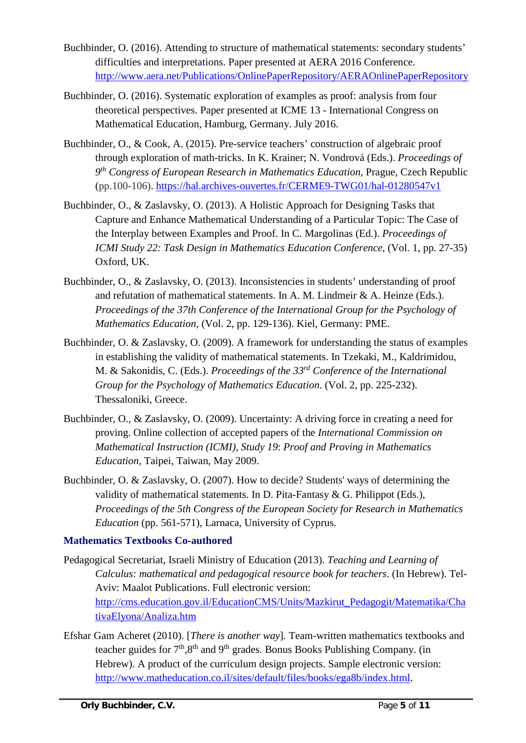Buchbinder, O. (2016). Attending to structure of mathematical statements: secondary students' difficulties and interpretations. Paper presented at AERA 2016 Conference. http://www.aera.net/Publications/OnlinePaperRepository/AERAOnlinePaperRepository

Buchbinder, O. (2016). Systematic exploration of examples as proof: analysis from four theoretical perspectives. Paper presented at ICME 13 - International Congress on Mathematical Education, Hamburg, Germany. July 2016.

Buchbinder, O., & Cook, A. (2015). Pre-service teachers' construction of algebraic proof through exploration of math-tricks. In K. Krainer; N. Vondrová (Eds.). *Proceedings of 9th Congress of European Research in Mathematics Education*, Prague, Czech Republic (pp.100-106). https://hal.archives-ouvertes.fr/CERME9-TWG01/hal-01280547v1

Buchbinder, O., & Zaslavsky, O. (2013). A Holistic Approach for Designing Tasks that Capture and Enhance Mathematical Understanding of a Particular Topic: The Case of the Interplay between Examples and Proof. In C. Margolinas (Ed.). *Proceedings of ICMI Study 22: Task Design in Mathematics Education Conference*, (Vol. 1, pp. 27-35) Oxford, UK.

Buchbinder, O., & Zaslavsky, O. (2013). Inconsistencies in students' understanding of proof and refutation of mathematical statements. In A. M. Lindmeir & A. Heinze (Eds.). *Proceedings of the 37th Conference of the International Group for the Psychology of Mathematics Education*, (Vol. 2, pp. 129-136). Kiel, Germany: PME.

Buchbinder, O. & Zaslavsky, O. (2009). A framework for understanding the status of examples in establishing the validity of mathematical statements. In Tzekaki, M., Kaldrimidou, M. & Sakonidis, C. (Eds.). *Proceedings of the 33rd Conference of the International Group for the Psychology of Mathematics Education*. (Vol. 2, pp. 225-232). Thessaloniki, Greece.

Buchbinder, O., & Zaslavsky, O. (2009). Uncertainty: A driving force in creating a need for proving. Online collection of accepted papers of the *International Commission on Mathematical Instruction (ICMI), Study 19*: *Proof and Proving in Mathematics Education*, Taipei, Taiwan, May 2009.

Buchbinder, O. & Zaslavsky, O. (2007). How to decide? Students' ways of determining the validity of mathematical statements. In D. Pita-Fantasy & G. Philippot (Eds.), *Proceedings of the 5th Congress of the European Society for Research in Mathematics Education* (pp. 561-571), Larnaca, University of Cyprus.

### Mathematics Textbooks Co-authored

Pedagogical Secretariat, Israeli Ministry of Education (2013). *Teaching and Learning of Calculus: mathematical and pedagogical resource book for teachers*. (In Hebrew). Tel-Aviv: Maalot Publications. Full electronic version: http://cms.education.gov.il/EducationCMS/Units/Mazkirut_Pedagogit/Matematika/ChativaElyona/Analiza.htm

Efshar Gam Acheret (2010). [*There is another way*]. Team-written mathematics textbooks and teacher guides for 7th, 8th and 9th grades. Bonus Books Publishing Company. (in Hebrew). A product of the curriculum design projects. Sample electronic version: http://www.matheducation.co.il/sites/default/files/books/ega8b/index.html.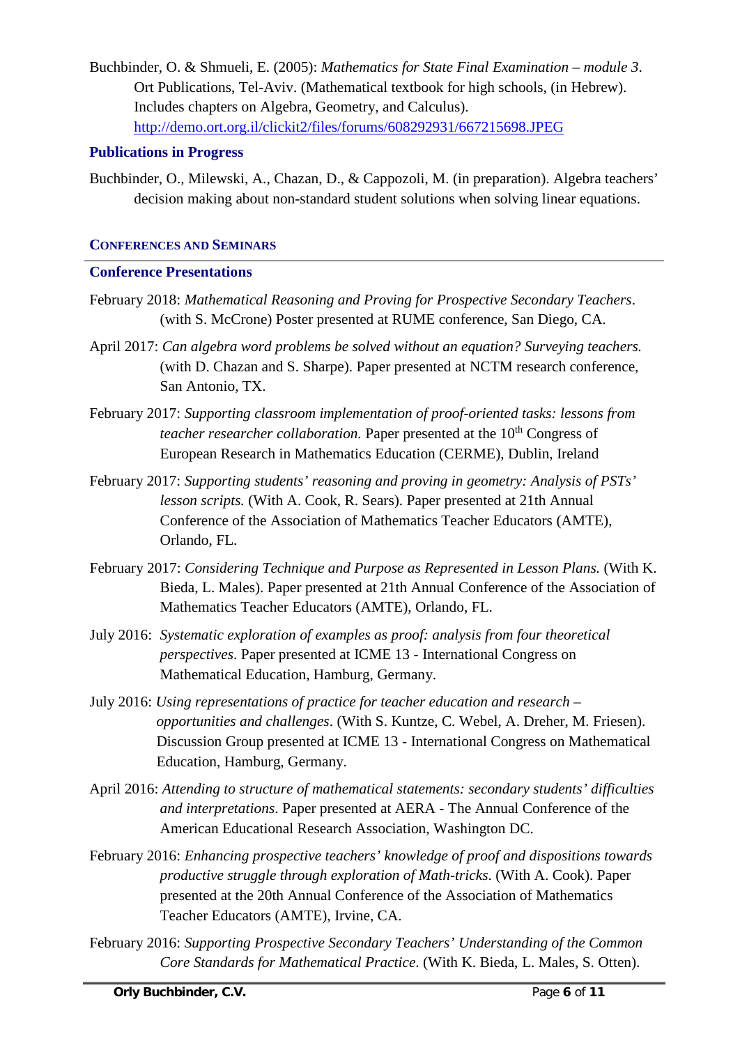Buchbinder, O. & Shmueli, E. (2005): *Mathematics for State Final Examination – module 3*. Ort Publications, Tel-Aviv. (Mathematical textbook for high schools, (in Hebrew). Includes chapters on Algebra, Geometry, and Calculus). http://demo.ort.org.il/clickit2/files/forums/608292931/667215698.JPEG

### Publications in Progress

Buchbinder, O., Milewski, A., Chazan, D., & Cappozoli, M. (in preparation). Algebra teachers' decision making about non-standard student solutions when solving linear equations.

## CONFERENCES AND SEMINARS

### Conference Presentations

February 2018: *Mathematical Reasoning and Proving for Prospective Secondary Teachers*. (with S. McCrone) Poster presented at RUME conference, San Diego, CA.

April 2017: *Can algebra word problems be solved without an equation? Surveying teachers.* (with D. Chazan and S. Sharpe). Paper presented at NCTM research conference, San Antonio, TX.

February 2017: *Supporting classroom implementation of proof-oriented tasks: lessons from teacher researcher collaboration.* Paper presented at the 10th Congress of European Research in Mathematics Education (CERME), Dublin, Ireland

February 2017: *Supporting students' reasoning and proving in geometry: Analysis of PSTs' lesson scripts.* (With A. Cook, R. Sears). Paper presented at 21th Annual Conference of the Association of Mathematics Teacher Educators (AMTE), Orlando, FL.

February 2017: *Considering Technique and Purpose as Represented in Lesson Plans.* (With K. Bieda, L. Males). Paper presented at 21th Annual Conference of the Association of Mathematics Teacher Educators (AMTE), Orlando, FL.

July 2016: *Systematic exploration of examples as proof: analysis from four theoretical perspectives*. Paper presented at ICME 13 - International Congress on Mathematical Education, Hamburg, Germany.

July 2016: *Using representations of practice for teacher education and research – opportunities and challenges*. (With S. Kuntze, C. Webel, A. Dreher, M. Friesen). Discussion Group presented at ICME 13 - International Congress on Mathematical Education, Hamburg, Germany.

April 2016: *Attending to structure of mathematical statements: secondary students' difficulties and interpretations*. Paper presented at AERA - The Annual Conference of the American Educational Research Association, Washington DC.

February 2016: *Enhancing prospective teachers' knowledge of proof and dispositions towards productive struggle through exploration of Math-tricks*. (With A. Cook). Paper presented at the 20th Annual Conference of the Association of Mathematics Teacher Educators (AMTE), Irvine, CA.

February 2016: *Supporting Prospective Secondary Teachers' Understanding of the Common Core Standards for Mathematical Practice*. (With K. Bieda, L. Males, S. Otten).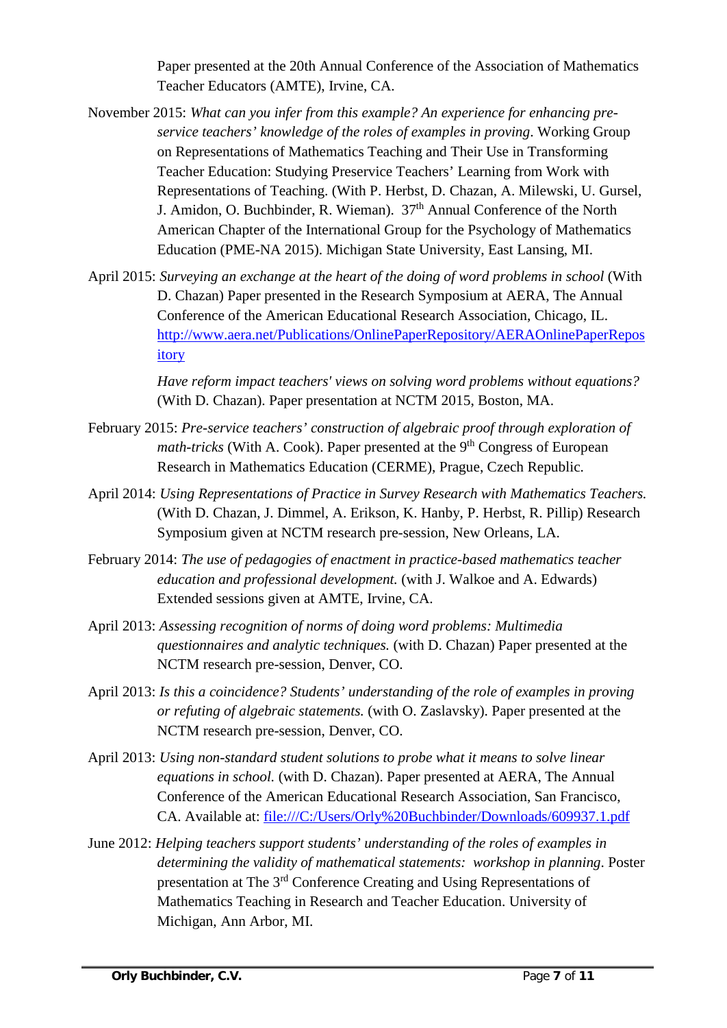Paper presented at the 20th Annual Conference of the Association of Mathematics Teacher Educators (AMTE), Irvine, CA.

November 2015: *What can you infer from this example? An experience for enhancing pre-service teachers' knowledge of the roles of examples in proving*. Working Group on Representations of Mathematics Teaching and Their Use in Transforming Teacher Education: Studying Preservice Teachers' Learning from Work with Representations of Teaching. (With P. Herbst, D. Chazan, A. Milewski, U. Gursel, J. Amidon, O. Buchbinder, R. Wieman). 37th Annual Conference of the North American Chapter of the International Group for the Psychology of Mathematics Education (PME-NA 2015). Michigan State University, East Lansing, MI.

April 2015: *Surveying an exchange at the heart of the doing of word problems in school* (With D. Chazan) Paper presented in the Research Symposium at AERA, The Annual Conference of the American Educational Research Association, Chicago, IL. http://www.aera.net/Publications/OnlinePaperRepository/AERAOnlinePaperRepository

*Have reform impact teachers' views on solving word problems without equations?* (With D. Chazan). Paper presentation at NCTM 2015, Boston, MA.

February 2015: *Pre-service teachers' construction of algebraic proof through exploration of math-tricks* (With A. Cook). Paper presented at the 9th Congress of European Research in Mathematics Education (CERME), Prague, Czech Republic.

April 2014: *Using Representations of Practice in Survey Research with Mathematics Teachers.* (With D. Chazan, J. Dimmel, A. Erikson, K. Hanby, P. Herbst, R. Pillip) Research Symposium given at NCTM research pre-session, New Orleans, LA.

February 2014: *The use of pedagogies of enactment in practice-based mathematics teacher education and professional development.* (with J. Walkoe and A. Edwards) Extended sessions given at AMTE, Irvine, CA.

April 2013: *Assessing recognition of norms of doing word problems: Multimedia questionnaires and analytic techniques.* (with D. Chazan) Paper presented at the NCTM research pre-session, Denver, CO.

April 2013: *Is this a coincidence? Students' understanding of the role of examples in proving or refuting of algebraic statements.* (with O. Zaslavsky). Paper presented at the NCTM research pre-session, Denver, CO.

April 2013: *Using non-standard student solutions to probe what it means to solve linear equations in school.* (with D. Chazan). Paper presented at AERA, The Annual Conference of the American Educational Research Association, San Francisco, CA. Available at: file:///C:/Users/Orly%20Buchbinder/Downloads/609937.1.pdf

June 2012: *Helping teachers support students' understanding of the roles of examples in determining the validity of mathematical statements: workshop in planning*. Poster presentation at The 3rd Conference Creating and Using Representations of Mathematics Teaching in Research and Teacher Education. University of Michigan, Ann Arbor, MI.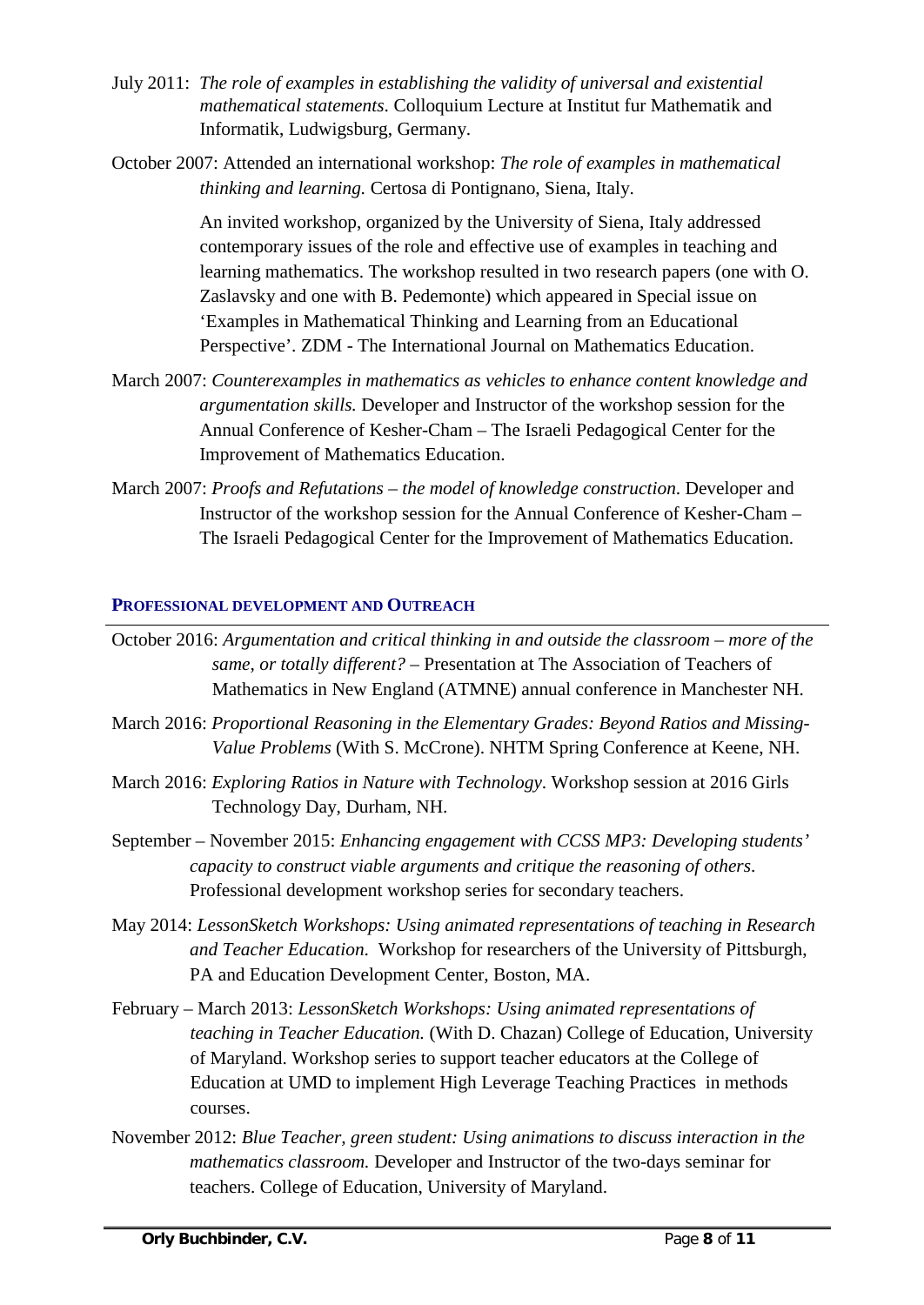July 2011: *The role of examples in establishing the validity of universal and existential mathematical statements*. Colloquium Lecture at Institut fur Mathematik and Informatik, Ludwigsburg, Germany.

October 2007: Attended an international workshop: *The role of examples in mathematical thinking and learning.* Certosa di Pontignano, Siena, Italy.

An invited workshop, organized by the University of Siena, Italy addressed contemporary issues of the role and effective use of examples in teaching and learning mathematics. The workshop resulted in two research papers (one with O. Zaslavsky and one with B. Pedemonte) which appeared in Special issue on 'Examples in Mathematical Thinking and Learning from an Educational Perspective'. ZDM - The International Journal on Mathematics Education.

March 2007: *Counterexamples in mathematics as vehicles to enhance content knowledge and argumentation skills.* Developer and Instructor of the workshop session for the Annual Conference of Kesher-Cham – The Israeli Pedagogical Center for the Improvement of Mathematics Education.

March 2007: *Proofs and Refutations – the model of knowledge construction*. Developer and Instructor of the workshop session for the Annual Conference of Kesher-Cham – The Israeli Pedagogical Center for the Improvement of Mathematics Education.

## PROFESSIONAL DEVELOPMENT AND OUTREACH

October 2016: *Argumentation and critical thinking in and outside the classroom – more of the same, or totally different?* – Presentation at The Association of Teachers of Mathematics in New England (ATMNE) annual conference in Manchester NH.

March 2016: *Proportional Reasoning in the Elementary Grades: Beyond Ratios and Missing-Value Problems* (With S. McCrone). NHTM Spring Conference at Keene, NH.

March 2016: *Exploring Ratios in Nature with Technology*. Workshop session at 2016 Girls Technology Day, Durham, NH.

September – November 2015: *Enhancing engagement with CCSS MP3: Developing students' capacity to construct viable arguments and critique the reasoning of others*. Professional development workshop series for secondary teachers.

May 2014: *LessonSketch Workshops: Using animated representations of teaching in Research and Teacher Education.* Workshop for researchers of the University of Pittsburgh, PA and Education Development Center, Boston, MA.

February – March 2013: *LessonSketch Workshops: Using animated representations of teaching in Teacher Education.* (With D. Chazan) College of Education, University of Maryland. Workshop series to support teacher educators at the College of Education at UMD to implement High Leverage Teaching Practices in methods courses.

November 2012: *Blue Teacher, green student: Using animations to discuss interaction in the mathematics classroom.* Developer and Instructor of the two-days seminar for teachers. College of Education, University of Maryland.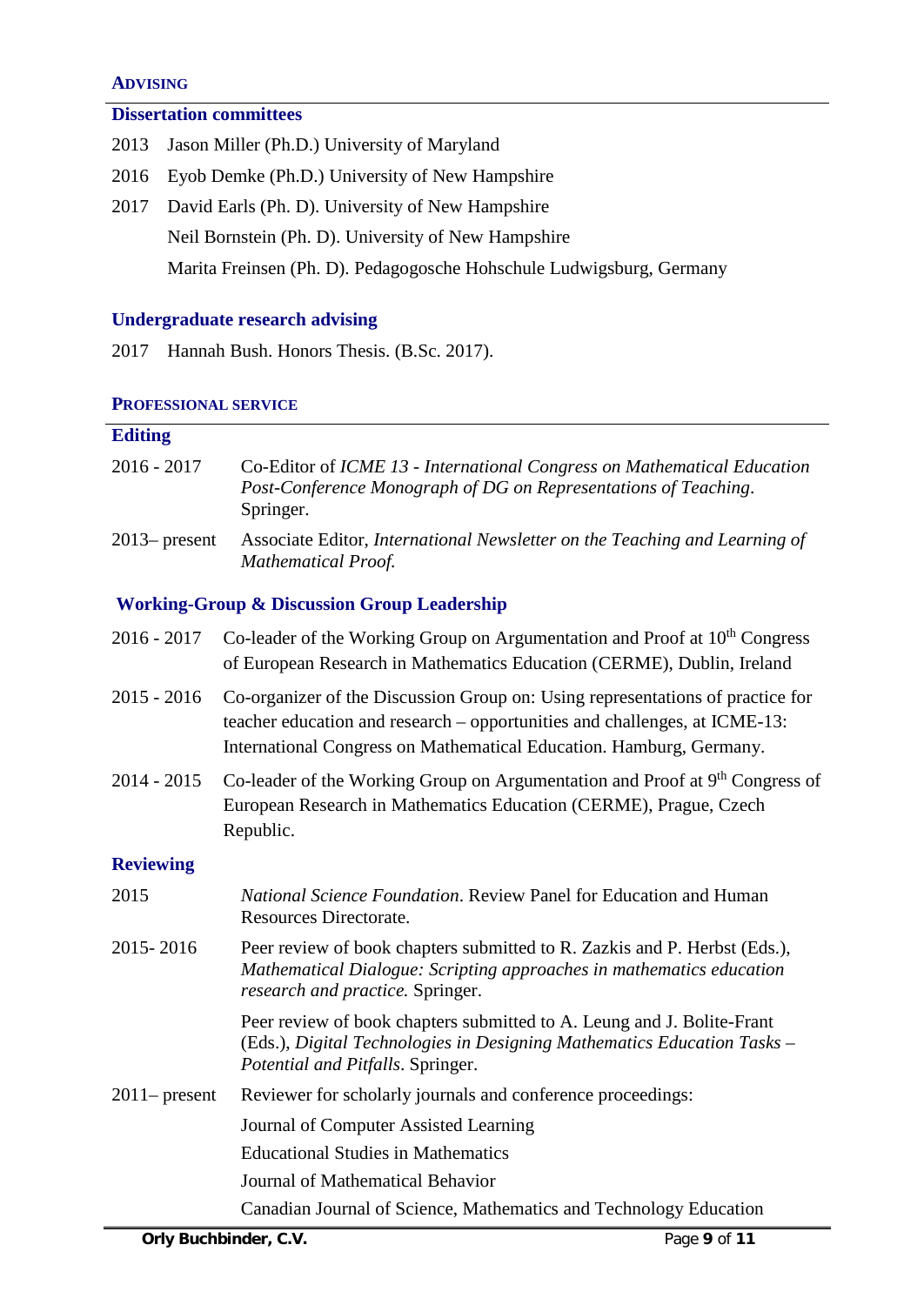## ADVISING

### Dissertation committees

2013 Jason Miller (Ph.D.) University of Maryland

2016 Eyob Demke (Ph.D.) University of New Hampshire

2017 David Earls (Ph. D). University of New Hampshire

Neil Bornstein (Ph. D). University of New Hampshire

Marita Freinsen (Ph. D). Pedagogosche Hohschule Ludwigsburg, Germany

### Undergraduate research advising

2017 Hannah Bush. Honors Thesis. (B.Sc. 2017).

## PROFESSIONAL SERVICE

### Editing

2016 - 2017 Co-Editor of *ICME 13 - International Congress on Mathematical Education Post-Conference Monograph of DG on Representations of Teaching*. Springer.

2013– present Associate Editor, *International Newsletter on the Teaching and Learning of Mathematical Proof.*

### Working-Group & Discussion Group Leadership

2016 - 2017 Co-leader of the Working Group on Argumentation and Proof at 10th Congress of European Research in Mathematics Education (CERME), Dublin, Ireland

2015 - 2016 Co-organizer of the Discussion Group on: Using representations of practice for teacher education and research – opportunities and challenges, at ICME-13: International Congress on Mathematical Education. Hamburg, Germany.

2014 - 2015 Co-leader of the Working Group on Argumentation and Proof at 9th Congress of European Research in Mathematics Education (CERME), Prague, Czech Republic.

### Reviewing

2015 *National Science Foundation*. Review Panel for Education and Human Resources Directorate.

2015- 2016 Peer review of book chapters submitted to R. Zazkis and P. Herbst (Eds.), *Mathematical Dialogue: Scripting approaches in mathematics education research and practice.* Springer.

Peer review of book chapters submitted to A. Leung and J. Bolite-Frant (Eds.), *Digital Technologies in Designing Mathematics Education Tasks – Potential and Pitfalls*. Springer.

2011– present Reviewer for scholarly journals and conference proceedings:

Journal of Computer Assisted Learning

Educational Studies in Mathematics

Journal of Mathematical Behavior

Canadian Journal of Science, Mathematics and Technology Education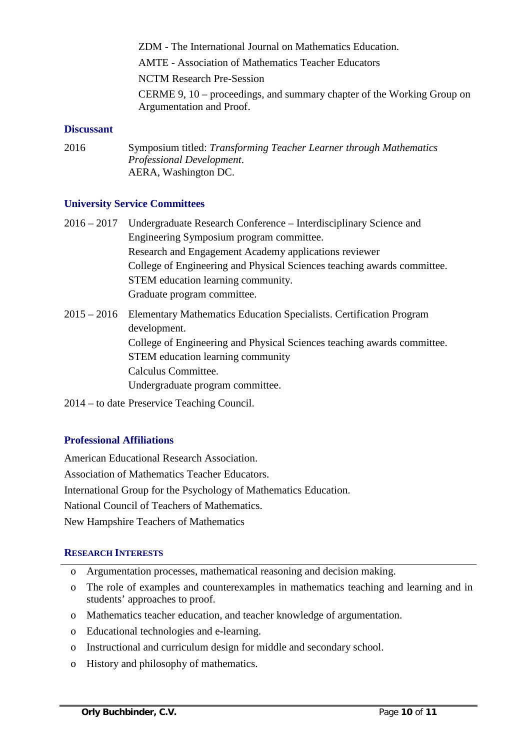ZDM - The International Journal on Mathematics Education.

AMTE - Association of Mathematics Teacher Educators

NCTM Research Pre-Session

CERME 9, 10 – proceedings, and summary chapter of the Working Group on Argumentation and Proof.

### Discussant

2016 Symposium titled: *Transforming Teacher Learner through Mathematics Professional Development*.
AERA, Washington DC.

### University Service Committees

2016 – 2017 Undergraduate Research Conference – Interdisciplinary Science and Engineering Symposium program committee.
Research and Engagement Academy applications reviewer
College of Engineering and Physical Sciences teaching awards committee.
STEM education learning community.
Graduate program committee.

2015 – 2016 Elementary Mathematics Education Specialists. Certification Program development.
College of Engineering and Physical Sciences teaching awards committee.
STEM education learning community
Calculus Committee.
Undergraduate program committee.

2014 – to date Preservice Teaching Council.

### Professional Affiliations

American Educational Research Association.

Association of Mathematics Teacher Educators.

International Group for the Psychology of Mathematics Education.

National Council of Teachers of Mathematics.

New Hampshire Teachers of Mathematics

## Research Interests

- Argumentation processes, mathematical reasoning and decision making.
- The role of examples and counterexamples in mathematics teaching and learning and in students' approaches to proof.
- Mathematics teacher education, and teacher knowledge of argumentation.
- Educational technologies and e-learning.
- Instructional and curriculum design for middle and secondary school.
- History and philosophy of mathematics.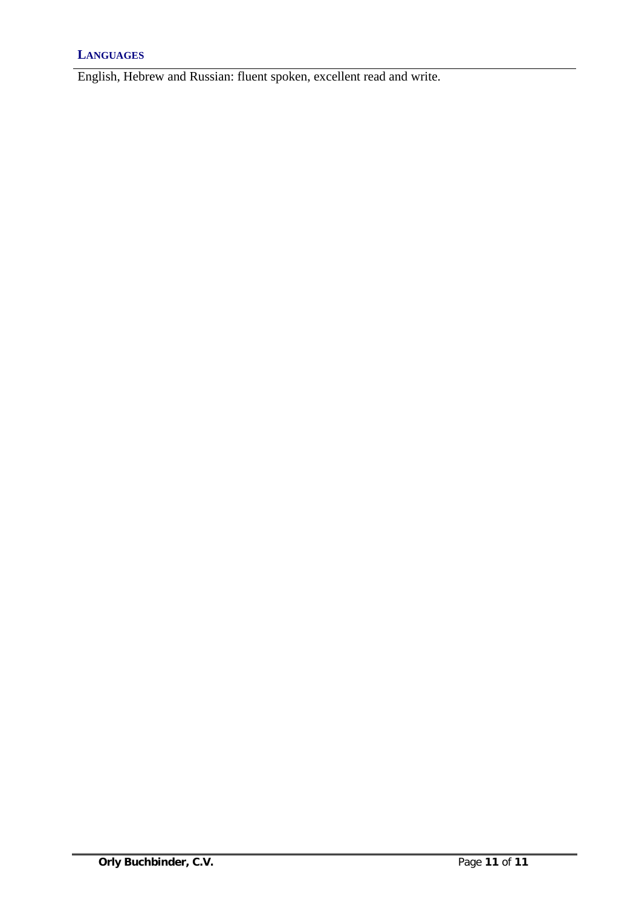## Languages

English, Hebrew and Russian: fluent spoken, excellent read and write.